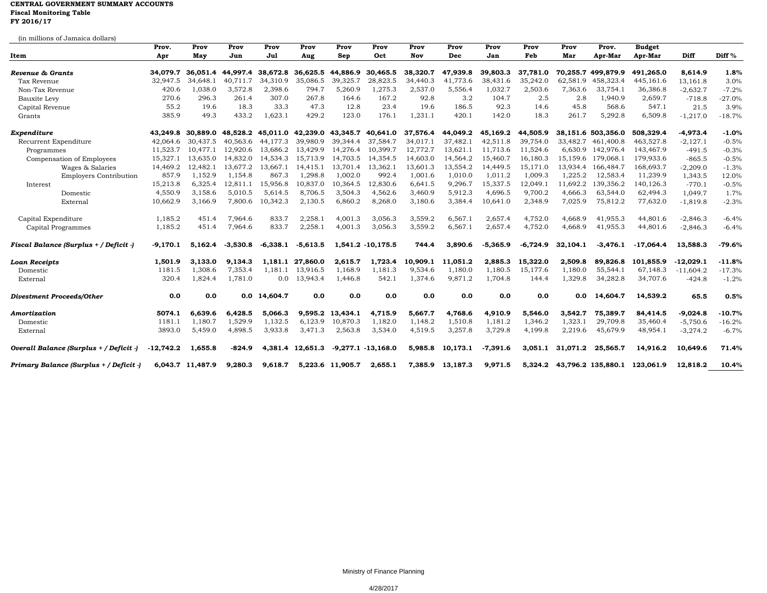**CENTRAL GOVERNMENT SUMMARY ACCOUNTS**
**Fiscal Monitoring Table**
**FY 2016/17**

(in millions of Jamaica dollars)

| Item | Prov. Apr | Prov May | Prov Jun | Prov Jul | Prov Aug | Prov Sep | Prov Oct | Prov Nov | Prov Dec | Prov Jan | Prov Feb | Prov Mar | Prov. Apr-Mar | Budget Apr-Mar | Diff | Diff % |
|---|---|---|---|---|---|---|---|---|---|---|---|---|---|---|---|---|
| ***Revenue & Grants*** | **34,079.7** | **36,051.4** | **44,997.4** | **38,672.8** | **36,625.5** | **44,886.9** | **30,465.5** | **38,320.7** | **47,939.8** | **39,803.3** | **37,781.0** | **70,255.7** | **499,879.9** | **491,265.0** | **8,614.9** | **1.8%** |
| Tax Revenue | 32,947.5 | 34,648.1 | 40,711.7 | 34,310.9 | 35,086.5 | 39,325.7 | 28,823.5 | 34,440.3 | 41,773.6 | 38,431.6 | 35,242.0 | 62,581.9 | 458,323.4 | 445,161.6 | 13,161.8 | 3.0% |
| Non-Tax Revenue | 420.6 | 1,038.0 | 3,572.8 | 2,398.6 | 794.7 | 5,260.9 | 1,275.3 | 2,537.0 | 5,556.4 | 1,032.7 | 2,503.6 | 7,363.6 | 33,754.1 | 36,386.8 | -2,632.7 | -7.2% |
| Bauxite Levy | 270.6 | 296.3 | 261.4 | 307.0 | 267.8 | 164.6 | 167.2 | 92.8 | 3.2 | 104.7 | 2.5 | 2.8 | 1,940.9 | 2,659.7 | -718.8 | -27.0% |
| Capital Revenue | 55.2 | 19.6 | 18.3 | 33.3 | 47.3 | 12.8 | 23.4 | 19.6 | 186.5 | 92.3 | 14.6 | 45.8 | 568.6 | 547.1 | 21.5 | 3.9% |
| Grants | 385.9 | 49.3 | 433.2 | 1,623.1 | 429.2 | 123.0 | 176.1 | 1,231.1 | 420.1 | 142.0 | 18.3 | 261.7 | 5,292.8 | 6,509.8 | -1,217.0 | -18.7% |
| ***Expenditure*** | **43,249.8** | **30,889.0** | **48,528.2** | **45,011.0** | **42,239.0** | **43,345.7** | **40,641.0** | **37,576.4** | **44,049.2** | **45,169.2** | **44,505.9** | **38,151.6** | **503,356.0** | **508,329.4** | **-4,973.4** | **-1.0%** |
| Recurrent Expenditure | 42,064.6 | 30,437.5 | 40,563.6 | 44,177.3 | 39,980.9 | 39,344.4 | 37,584.7 | 34,017.1 | 37,482.1 | 42,511.8 | 39,754.0 | 33,482.7 | 461,400.8 | 463,527.8 | -2,127.1 | -0.5% |
| Programmes | 11,523.7 | 10,477.1 | 12,920.6 | 13,686.2 | 13,429.9 | 14,276.4 | 10,399.7 | 12,772.7 | 13,621.1 | 11,713.6 | 11,524.6 | 6,630.9 | 142,976.4 | 143,467.9 | -491.5 | -0.3% |
| Compensation of Employees | 15,327.1 | 13,635.0 | 14,832.0 | 14,534.3 | 15,713.9 | 14,703.5 | 14,354.5 | 14,603.0 | 14,564.2 | 15,460.7 | 16,180.3 | 15,159.6 | 179,068.1 | 179,933.6 | -865.5 | -0.5% |
| Wages & Salaries | 14,469.2 | 12,482.1 | 13,677.2 | 13,667.1 | 14,415.1 | 13,701.4 | 13,362.1 | 13,601.3 | 13,554.2 | 14,449.5 | 15,171.0 | 13,934.4 | 166,484.7 | 168,693.7 | -2,209.0 | -1.3% |
| Employers Contribution | 857.9 | 1,152.9 | 1,154.8 | 867.3 | 1,298.8 | 1,002.0 | 992.4 | 1,001.6 | 1,010.0 | 1,011.2 | 1,009.3 | 1,225.2 | 12,583.4 | 11,239.9 | 1,343.5 | 12.0% |
| Interest | 15,213.8 | 6,325.4 | 12,811.1 | 15,956.8 | 10,837.0 | 10,364.5 | 12,830.6 | 6,641.5 | 9,296.7 | 15,337.5 | 12,049.1 | 11,692.2 | 139,356.2 | 140,126.3 | -770.1 | -0.5% |
| Domestic | 4,550.9 | 3,158.6 | 5,010.5 | 5,614.5 | 8,706.5 | 3,504.3 | 4,562.6 | 3,460.9 | 5,912.3 | 4,696.5 | 9,700.2 | 4,666.3 | 63,544.0 | 62,494.3 | 1,049.7 | 1.7% |
| External | 10,662.9 | 3,166.9 | 7,800.6 | 10,342.3 | 2,130.5 | 6,860.2 | 8,268.0 | 3,180.6 | 3,384.4 | 10,641.0 | 2,348.9 | 7,025.9 | 75,812.2 | 77,632.0 | -1,819.8 | -2.3% |
| Capital Expenditure | 1,185.2 | 451.4 | 7,964.6 | 833.7 | 2,258.1 | 4,001.3 | 3,056.3 | 3,559.2 | 6,567.1 | 2,657.4 | 4,752.0 | 4,668.9 | 41,955.3 | 44,801.6 | -2,846.3 | -6.4% |
| Capital Programmes | 1,185.2 | 451.4 | 7,964.6 | 833.7 | 2,258.1 | 4,001.3 | 3,056.3 | 3,559.2 | 6,567.1 | 2,657.4 | 4,752.0 | 4,668.9 | 41,955.3 | 44,801.6 | -2,846.3 | -6.4% |
| ***Fiscal Balance (Surplus + / Deficit -)*** | **-9,170.1** | **5,162.4** | **-3,530.8** | **-6,338.1** | **-5,613.5** | **1,541.2** | **-10,175.5** | **744.4** | **3,890.6** | **-5,365.9** | **-6,724.9** | **32,104.1** | **-3,476.1** | **-17,064.4** | **13,588.3** | **-79.6%** |
| ***Loan Receipts*** | **1,501.9** | **3,133.0** | **9,134.3** | **1,181.1** | **27,860.0** | **2,615.7** | **1,723.4** | **10,909.1** | **11,051.2** | **2,885.3** | **15,322.0** | **2,509.8** | **89,826.8** | **101,855.9** | **-12,029.1** | **-11.8%** |
| Domestic | 1181.5 | 1,308.6 | 7,353.4 | 1,181.1 | 13,916.5 | 1,168.9 | 1,181.3 | 9,534.6 | 1,180.0 | 1,180.5 | 15,177.6 | 1,180.0 | 55,544.1 | 67,148.3 | -11,604.2 | -17.3% |
| External | 320.4 | 1,824.4 | 1,781.0 | 0.0 | 13,943.4 | 1,446.8 | 542.1 | 1,374.6 | 9,871.2 | 1,704.8 | 144.4 | 1,329.8 | 34,282.8 | 34,707.6 | -424.8 | -1.2% |
| ***Divestment Proceeds/Other*** | **0.0** | **0.0** | **0.0** | **14,604.7** | **0.0** | **0.0** | **0.0** | **0.0** | **0.0** | **0.0** | **0.0** | **0.0** | **14,604.7** | **14,539.2** | **65.5** | **0.5%** |
| ***Amortization*** | **5074.1** | **6,639.6** | **6,428.5** | **5,066.3** | **9,595.2** | **13,434.1** | **4,715.9** | **5,667.7** | **4,768.6** | **4,910.9** | **5,546.0** | **3,542.7** | **75,389.7** | **84,414.5** | **-9,024.8** | **-10.7%** |
| Domestic | 1181.1 | 1,180.7 | 1,529.9 | 1,132.5 | 6,123.9 | 10,870.3 | 1,182.0 | 1,148.2 | 1,510.8 | 1,181.2 | 1,346.2 | 1,323.1 | 29,709.8 | 35,460.4 | -5,750.6 | -16.2% |
| External | 3893.0 | 5,459.0 | 4,898.5 | 3,933.8 | 3,471.3 | 2,563.8 | 3,534.0 | 4,519.5 | 3,257.8 | 3,729.8 | 4,199.8 | 2,219.6 | 45,679.9 | 48,954.1 | -3,274.2 | -6.7% |
| ***Overall Balance (Surplus + / Deficit -)*** | **-12,742.2** | **1,655.8** | **-824.9** | **4,381.4** | **12,651.3** | **-9,277.1** | **-13,168.0** | **5,985.8** | **10,173.1** | **-7,391.6** | **3,051.1** | **31,071.2** | **25,565.7** | **14,916.2** | **10,649.6** | **71.4%** |
| ***Primary Balance (Surplus + / Deficit -)*** | **6,043.7** | **11,487.9** | **9,280.3** | **9,618.7** | **5,223.6** | **11,905.7** | **2,655.1** | **7,385.9** | **13,187.3** | **9,971.5** | **5,324.2** | **43,796.2** | **135,880.1** | **123,061.9** | **12,818.2** | **10.4%** |

Ministry of Finance Planning

4/28/2017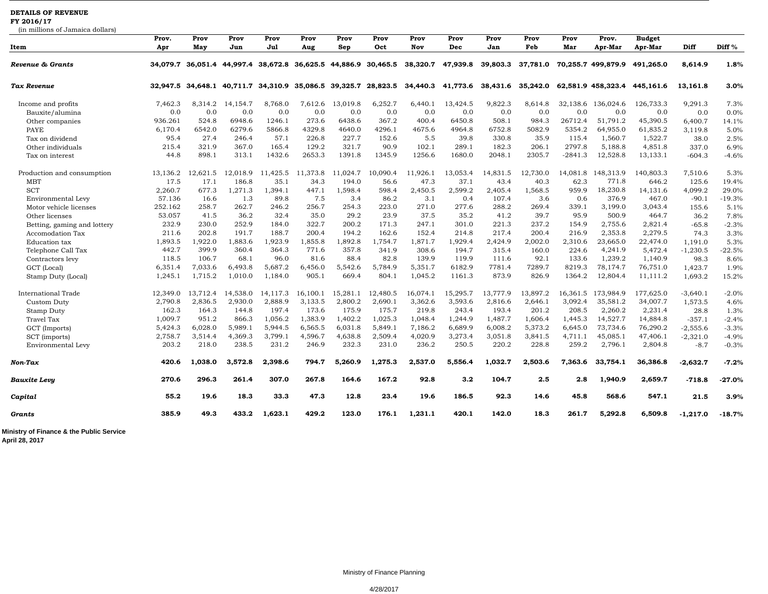**DETAILS OF REVENUE**
**FY 2016/17**
(in millions of Jamaica dollars)

| Item | Prov. Apr | Prov May | Prov Jun | Prov Jul | Prov Aug | Prov Sep | Prov Oct | Prov Nov | Prov Dec | Prov Jan | Prov Feb | Prov Mar | Prov. Apr-Mar | Budget Apr-Mar | Diff | Diff % |
|---|---|---|---|---|---|---|---|---|---|---|---|---|---|---|---|---|
| ***Revenue & Grants*** | **34,079.7** | **36,051.4** | **44,997.4** | **38,672.8** | **36,625.5** | **44,886.9** | **30,465.5** | **38,320.7** | **47,939.8** | **39,803.3** | **37,781.0** | **70,255.7** | **499,879.9** | **491,265.0** | **8,614.9** | **1.8%** |
| ***Tax Revenue*** | **32,947.5** | **34,648.1** | **40,711.7** | **34,310.9** | **35,086.5** | **39,325.7** | **28,823.5** | **34,440.3** | **41,773.6** | **38,431.6** | **35,242.0** | **62,581.9** | **458,323.4** | **445,161.6** | **13,161.8** | **3.0%** |
| Income and profits | 7,462.3 | 8,314.2 | 14,154.7 | 8,768.0 | 7,612.6 | 13,019.8 | 6,252.7 | 6,440.1 | 13,424.5 | 9,822.3 | 8,614.8 | 32,138.6 | 136,024.6 | 126,733.3 | 9,291.3 | 7.3% |
| Bauxite/alumina | 0.0 | 0.0 | 0.0 | 0.0 | 0.0 | 0.0 | 0.0 | 0.0 | 0.0 | 0.0 | 0.0 | 0.0 | 0.0 | 0.0 | 0.0 | 0.0% |
| Other companies | 936.261 | 524.8 | 6948.6 | 1246.1 | 273.6 | 6438.6 | 367.2 | 400.4 | 6450.8 | 508.1 | 984.3 | 26712.4 | 51,791.2 | 45,390.5 | 6,400.7 | 14.1% |
| PAYE | 6,170.4 | 6542.0 | 6279.6 | 5866.8 | 4329.8 | 4640.0 | 4296.1 | 4675.6 | 4964.8 | 6752.8 | 5082.9 | 5354.2 | 64,955.0 | 61,835.2 | 3,119.8 | 5.0% |
| Tax on dividend | 95.4 | 27.4 | 246.4 | 57.1 | 226.8 | 227.7 | 152.6 | 5.5 | 39.8 | 330.8 | 35.9 | 115.4 | 1,560.7 | 1,522.7 | 38.0 | 2.5% |
| Other individuals | 215.4 | 321.9 | 367.0 | 165.4 | 129.2 | 321.7 | 90.9 | 102.1 | 289.1 | 182.3 | 206.1 | 2797.8 | 5,188.8 | 4,851.8 | 337.0 | 6.9% |
| Tax on interest | 44.8 | 898.1 | 313.1 | 1432.6 | 2653.3 | 1391.8 | 1345.9 | 1256.6 | 1680.0 | 2048.1 | 2305.7 | -2841.3 | 12,528.8 | 13,133.1 | -604.3 | -4.6% |
| Production and consumption | 13,136.2 | 12,621.5 | 12,018.9 | 11,425.5 | 11,373.8 | 11,024.7 | 10,090.4 | 11,926.1 | 13,053.4 | 14,831.5 | 12,730.0 | 14,081.8 | 148,313.9 | 140,803.3 | 7,510.6 | 5.3% |
| MBT | 17.5 | 17.1 | 186.8 | 35.1 | 34.3 | 194.0 | 56.6 | 47.3 | 37.1 | 43.4 | 40.3 | 62.3 | 771.8 | 646.2 | 125.6 | 19.4% |
| SCT | 2,260.7 | 677.3 | 1,271.3 | 1,394.1 | 447.1 | 1,598.4 | 598.4 | 2,450.5 | 2,599.2 | 2,405.4 | 1,568.5 | 959.9 | 18,230.8 | 14,131.6 | 4,099.2 | 29.0% |
| Environmental Levy | 57.136 | 16.6 | 1.3 | 89.8 | 7.5 | 3.4 | 86.2 | 3.1 | 0.4 | 107.4 | 3.6 | 0.6 | 376.9 | 467.0 | -90.1 | -19.3% |
| Motor vehicle licenses | 252.162 | 258.7 | 262.7 | 246.2 | 256.7 | 254.3 | 223.0 | 271.0 | 277.6 | 288.2 | 269.4 | 339.1 | 3,199.0 | 3,043.4 | 155.6 | 5.1% |
| Other licenses | 53.057 | 41.5 | 36.2 | 32.4 | 35.0 | 29.2 | 23.9 | 37.5 | 35.2 | 41.2 | 39.7 | 95.9 | 500.9 | 464.7 | 36.2 | 7.8% |
| Betting, gaming and lottery | 232.9 | 230.0 | 252.9 | 184.0 | 322.7 | 200.2 | 171.3 | 247.1 | 301.0 | 221.3 | 237.2 | 154.9 | 2,755.6 | 2,821.4 | -65.8 | -2.3% |
| Accomodation Tax | 211.6 | 202.8 | 191.7 | 188.7 | 200.4 | 194.2 | 162.6 | 152.4 | 214.8 | 217.4 | 200.4 | 216.9 | 2,353.8 | 2,279.5 | 74.3 | 3.3% |
| Education tax | 1,893.5 | 1,922.0 | 1,883.6 | 1,923.9 | 1,855.8 | 1,892.8 | 1,754.7 | 1,871.7 | 1,929.4 | 2,424.9 | 2,002.0 | 2,310.6 | 23,665.0 | 22,474.0 | 1,191.0 | 5.3% |
| Telephone Call Tax | 442.7 | 399.9 | 360.4 | 364.3 | 771.6 | 357.8 | 341.9 | 308.6 | 194.7 | 315.4 | 160.0 | 224.6 | 4,241.9 | 5,472.4 | -1,230.5 | -22.5% |
| Contractors levy | 118.5 | 106.7 | 68.1 | 96.0 | 81.6 | 88.4 | 82.8 | 139.9 | 119.9 | 111.6 | 92.1 | 133.6 | 1,239.2 | 1,140.9 | 98.3 | 8.6% |
| GCT (Local) | 6,351.4 | 7,033.6 | 6,493.8 | 5,687.2 | 6,456.0 | 5,542.6 | 5,784.9 | 5,351.7 | 6182.9 | 7781.4 | 7289.7 | 8219.3 | 78,174.7 | 76,751.0 | 1,423.7 | 1.9% |
| Stamp Duty (Local) | 1,245.1 | 1,715.2 | 1,010.0 | 1,184.0 | 905.1 | 669.4 | 804.1 | 1,045.2 | 1161.3 | 873.9 | 826.9 | 1364.2 | 12,804.4 | 11,111.2 | 1,693.2 | 15.2% |
| International Trade | 12,349.0 | 13,712.4 | 14,538.0 | 14,117.3 | 16,100.1 | 15,281.1 | 12,480.5 | 16,074.1 | 15,295.7 | 13,777.9 | 13,897.2 | 16,361.5 | 173,984.9 | 177,625.0 | -3,640.1 | -2.0% |
| Custom Duty | 2,790.8 | 2,836.5 | 2,930.0 | 2,888.9 | 3,133.5 | 2,800.2 | 2,690.1 | 3,362.6 | 3,593.6 | 2,816.6 | 2,646.1 | 3,092.4 | 35,581.2 | 34,007.7 | 1,573.5 | 4.6% |
| Stamp Duty | 162.3 | 164.3 | 144.8 | 197.4 | 173.6 | 175.9 | 175.7 | 219.8 | 243.4 | 193.4 | 201.2 | 208.5 | 2,260.2 | 2,231.4 | 28.8 | 1.3% |
| Travel Tax | 1,009.7 | 951.2 | 866.3 | 1,056.2 | 1,383.9 | 1,402.2 | 1,025.3 | 1,048.4 | 1,244.9 | 1,487.7 | 1,606.4 | 1,445.3 | 14,527.7 | 14,884.8 | -357.1 | -2.4% |
| GCT (Imports) | 5,424.3 | 6,028.0 | 5,989.1 | 5,944.5 | 6,565.5 | 6,031.8 | 5,849.1 | 7,186.2 | 6,689.9 | 6,008.2 | 5,373.2 | 6,645.0 | 73,734.6 | 76,290.2 | -2,555.6 | -3.3% |
| SCT (imports) | 2,758.7 | 3,514.4 | 4,369.3 | 3,799.1 | 4,596.7 | 4,638.8 | 2,509.4 | 4,020.9 | 3,273.4 | 3,051.8 | 3,841.5 | 4,711.1 | 45,085.1 | 47,406.1 | -2,321.0 | -4.9% |
| Environmental Levy | 203.2 | 218.0 | 238.5 | 231.2 | 246.9 | 232.3 | 231.0 | 236.2 | 250.5 | 220.2 | 228.8 | 259.2 | 2,796.1 | 2,804.8 | -8.7 | -0.3% |
| ***Non-Tax*** | **420.6** | **1,038.0** | **3,572.8** | **2,398.6** | **794.7** | **5,260.9** | **1,275.3** | **2,537.0** | **5,556.4** | **1,032.7** | **2,503.6** | **7,363.6** | **33,754.1** | **36,386.8** | **-2,632.7** | **-7.2%** |
| ***Bauxite Levy*** | **270.6** | **296.3** | **261.4** | **307.0** | **267.8** | **164.6** | **167.2** | **92.8** | **3.2** | **104.7** | **2.5** | **2.8** | **1,940.9** | **2,659.7** | **-718.8** | **-27.0%** |
| ***Capital*** | **55.2** | **19.6** | **18.3** | **33.3** | **47.3** | **12.8** | **23.4** | **19.6** | **186.5** | **92.3** | **14.6** | **45.8** | **568.6** | **547.1** | **21.5** | **3.9%** |
| ***Grants*** | **385.9** | **49.3** | **433.2** | **1,623.1** | **429.2** | **123.0** | **176.1** | **1,231.1** | **420.1** | **142.0** | **18.3** | **261.7** | **5,292.8** | **6,509.8** | **-1,217.0** | **-18.7%** |

**Ministry of Finance & the Public Service**
**April 28, 2017**

Ministry of Finance Planning

4/28/2017